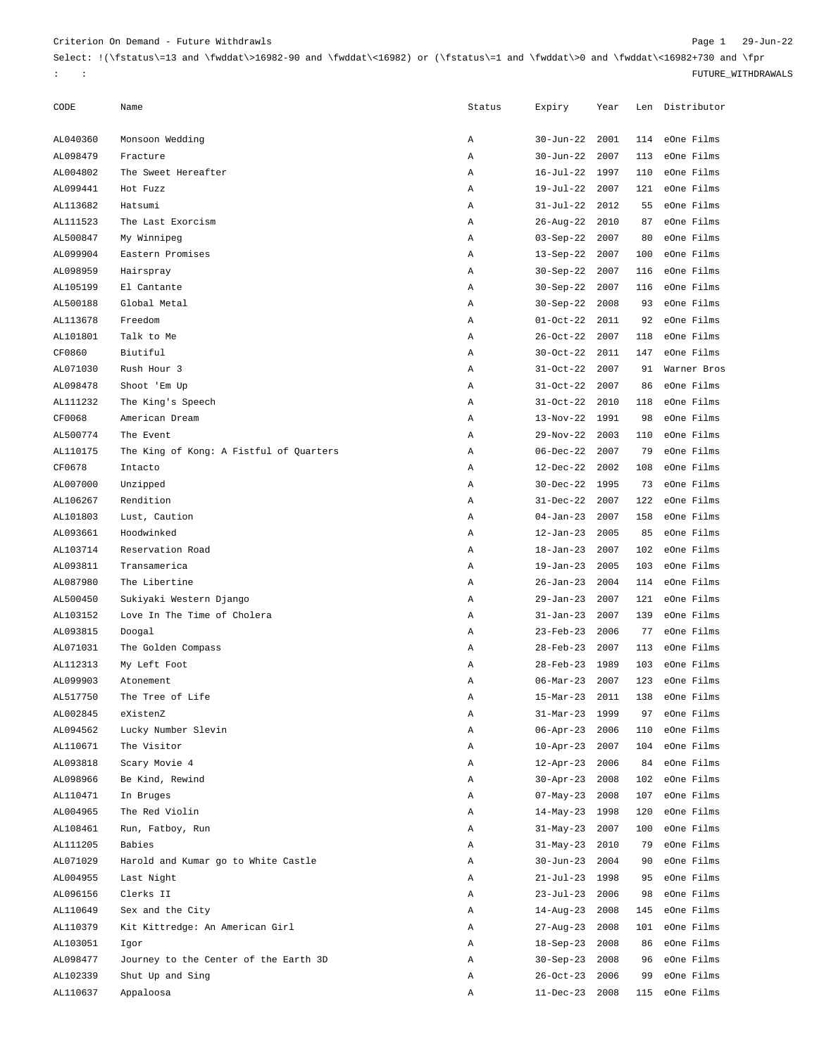Criterion On Demand - Future Withdrawls

Select: !(\fstatus\=13 and \fwddat\>16982-90 and \fwddat\<16982) or (\fstatus\=1 and \fwddat\>0 and \fwddat\<16982+730 and \fpr

: : FUTURE_WITHDRAWALS

| CODE | Name | Status | Expiry | Year | Len | Distributor |
|---|---|---|---|---|---|---|
| AL040360 | Monsoon Wedding | A | 30-Jun-22 | 2001 | 114 | eOne Films |
| AL098479 | Fracture | A | 30-Jun-22 | 2007 | 113 | eOne Films |
| AL004802 | The Sweet Hereafter | A | 16-Jul-22 | 1997 | 110 | eOne Films |
| AL099441 | Hot Fuzz | A | 19-Jul-22 | 2007 | 121 | eOne Films |
| AL113682 | Hatsumi | A | 31-Jul-22 | 2012 | 55 | eOne Films |
| AL111523 | The Last Exorcism | A | 26-Aug-22 | 2010 | 87 | eOne Films |
| AL500847 | My Winnipeg | A | 03-Sep-22 | 2007 | 80 | eOne Films |
| AL099904 | Eastern Promises | A | 13-Sep-22 | 2007 | 100 | eOne Films |
| AL098959 | Hairspray | A | 30-Sep-22 | 2007 | 116 | eOne Films |
| AL105199 | El Cantante | A | 30-Sep-22 | 2007 | 116 | eOne Films |
| AL500188 | Global Metal | A | 30-Sep-22 | 2008 | 93 | eOne Films |
| AL113678 | Freedom | A | 01-Oct-22 | 2011 | 92 | eOne Films |
| AL101801 | Talk to Me | A | 26-Oct-22 | 2007 | 118 | eOne Films |
| CF0860 | Biutiful | A | 30-Oct-22 | 2011 | 147 | eOne Films |
| AL071030 | Rush Hour 3 | A | 31-Oct-22 | 2007 | 91 | Warner Bros |
| AL098478 | Shoot 'Em Up | A | 31-Oct-22 | 2007 | 86 | eOne Films |
| AL111232 | The King's Speech | A | 31-Oct-22 | 2010 | 118 | eOne Films |
| CF0068 | American Dream | A | 13-Nov-22 | 1991 | 98 | eOne Films |
| AL500774 | The Event | A | 29-Nov-22 | 2003 | 110 | eOne Films |
| AL110175 | The King of Kong: A Fistful of Quarters | A | 06-Dec-22 | 2007 | 79 | eOne Films |
| CF0678 | Intacto | A | 12-Dec-22 | 2002 | 108 | eOne Films |
| AL007000 | Unzipped | A | 30-Dec-22 | 1995 | 73 | eOne Films |
| AL106267 | Rendition | A | 31-Dec-22 | 2007 | 122 | eOne Films |
| AL101803 | Lust, Caution | A | 04-Jan-23 | 2007 | 158 | eOne Films |
| AL093661 | Hoodwinked | A | 12-Jan-23 | 2005 | 85 | eOne Films |
| AL103714 | Reservation Road | A | 18-Jan-23 | 2007 | 102 | eOne Films |
| AL093811 | Transamerica | A | 19-Jan-23 | 2005 | 103 | eOne Films |
| AL087980 | The Libertine | A | 26-Jan-23 | 2004 | 114 | eOne Films |
| AL500450 | Sukiyaki Western Django | A | 29-Jan-23 | 2007 | 121 | eOne Films |
| AL103152 | Love In The Time of Cholera | A | 31-Jan-23 | 2007 | 139 | eOne Films |
| AL093815 | Doogal | A | 23-Feb-23 | 2006 | 77 | eOne Films |
| AL071031 | The Golden Compass | A | 28-Feb-23 | 2007 | 113 | eOne Films |
| AL112313 | My Left Foot | A | 28-Feb-23 | 1989 | 103 | eOne Films |
| AL099903 | Atonement | A | 06-Mar-23 | 2007 | 123 | eOne Films |
| AL517750 | The Tree of Life | A | 15-Mar-23 | 2011 | 138 | eOne Films |
| AL002845 | eXistenZ | A | 31-Mar-23 | 1999 | 97 | eOne Films |
| AL094562 | Lucky Number Slevin | A | 06-Apr-23 | 2006 | 110 | eOne Films |
| AL110671 | The Visitor | A | 10-Apr-23 | 2007 | 104 | eOne Films |
| AL093818 | Scary Movie 4 | A | 12-Apr-23 | 2006 | 84 | eOne Films |
| AL098966 | Be Kind, Rewind | A | 30-Apr-23 | 2008 | 102 | eOne Films |
| AL110471 | In Bruges | A | 07-May-23 | 2008 | 107 | eOne Films |
| AL004965 | The Red Violin | A | 14-May-23 | 1998 | 120 | eOne Films |
| AL108461 | Run, Fatboy, Run | A | 31-May-23 | 2007 | 100 | eOne Films |
| AL111205 | Babies | A | 31-May-23 | 2010 | 79 | eOne Films |
| AL071029 | Harold and Kumar go to White Castle | A | 30-Jun-23 | 2004 | 90 | eOne Films |
| AL004955 | Last Night | A | 21-Jul-23 | 1998 | 95 | eOne Films |
| AL096156 | Clerks II | A | 23-Jul-23 | 2006 | 98 | eOne Films |
| AL110649 | Sex and the City | A | 14-Aug-23 | 2008 | 145 | eOne Films |
| AL110379 | Kit Kittredge: An American Girl | A | 27-Aug-23 | 2008 | 101 | eOne Films |
| AL103051 | Igor | A | 18-Sep-23 | 2008 | 86 | eOne Films |
| AL098477 | Journey to the Center of the Earth 3D | A | 30-Sep-23 | 2008 | 96 | eOne Films |
| AL102339 | Shut Up and Sing | A | 26-Oct-23 | 2006 | 99 | eOne Films |
| AL110637 | Appaloosa | A | 11-Dec-23 | 2008 | 115 | eOne Films |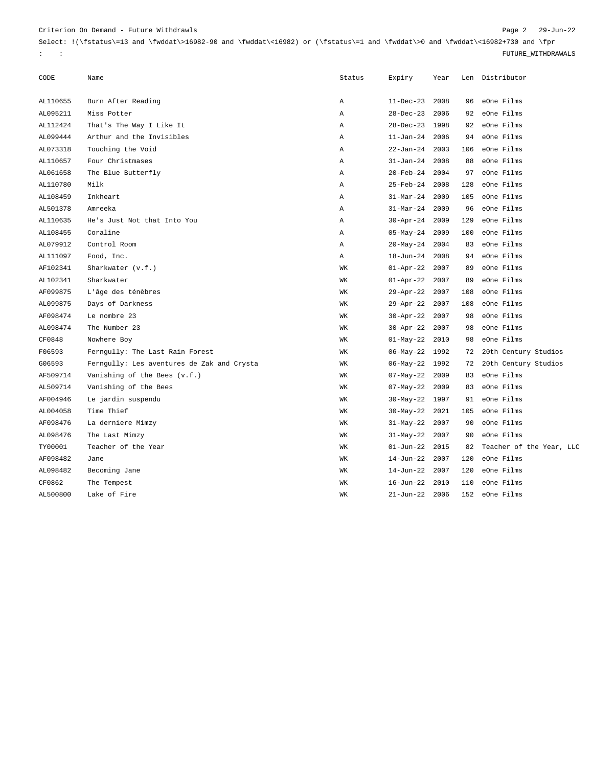Select: !(\fstatus\=13 and \fwddat\>16982-90 and \fwddat\<16982) or (\fstatus\=1 and \fwddat\>0 and \fwddat\<16982+730 and \fpr

: :

FUTURE_WITHDRAWALS

| CODE | Name | Status | Expiry | Year | Len | Distributor |
|---|---|---|---|---|---|---|
| AL110655 | Burn After Reading | A | 11-Dec-23 | 2008 | 96 | eOne Films |
| AL095211 | Miss Potter | A | 28-Dec-23 | 2006 | 92 | eOne Films |
| AL112424 | That's The Way I Like It | A | 28-Dec-23 | 1998 | 92 | eOne Films |
| AL099444 | Arthur and the Invisibles | A | 11-Jan-24 | 2006 | 94 | eOne Films |
| AL073318 | Touching the Void | A | 22-Jan-24 | 2003 | 106 | eOne Films |
| AL110657 | Four Christmases | A | 31-Jan-24 | 2008 | 88 | eOne Films |
| AL061658 | The Blue Butterfly | A | 20-Feb-24 | 2004 | 97 | eOne Films |
| AL110780 | Milk | A | 25-Feb-24 | 2008 | 128 | eOne Films |
| AL108459 | Inkheart | A | 31-Mar-24 | 2009 | 105 | eOne Films |
| AL501378 | Amreeka | A | 31-Mar-24 | 2009 | 96 | eOne Films |
| AL110635 | He's Just Not that Into You | A | 30-Apr-24 | 2009 | 129 | eOne Films |
| AL108455 | Coraline | A | 05-May-24 | 2009 | 100 | eOne Films |
| AL079912 | Control Room | A | 20-May-24 | 2004 | 83 | eOne Films |
| AL111097 | Food, Inc. | A | 18-Jun-24 | 2008 | 94 | eOne Films |
| AF102341 | Sharkwater (v.f.) | WK | 01-Apr-22 | 2007 | 89 | eOne Films |
| AL102341 | Sharkwater | WK | 01-Apr-22 | 2007 | 89 | eOne Films |
| AF099875 | L'âge des ténèbres | WK | 29-Apr-22 | 2007 | 108 | eOne Films |
| AL099875 | Days of Darkness | WK | 29-Apr-22 | 2007 | 108 | eOne Films |
| AF098474 | Le nombre 23 | WK | 30-Apr-22 | 2007 | 98 | eOne Films |
| AL098474 | The Number 23 | WK | 30-Apr-22 | 2007 | 98 | eOne Films |
| CF0848 | Nowhere Boy | WK | 01-May-22 | 2010 | 98 | eOne Films |
| F06593 | Ferngully: The Last Rain Forest | WK | 06-May-22 | 1992 | 72 | 20th Century Studios |
| G06593 | Ferngully: Les aventures de Zak and Crysta | WK | 06-May-22 | 1992 | 72 | 20th Century Studios |
| AF509714 | Vanishing of the Bees (v.f.) | WK | 07-May-22 | 2009 | 83 | eOne Films |
| AL509714 | Vanishing of the Bees | WK | 07-May-22 | 2009 | 83 | eOne Films |
| AF004946 | Le jardin suspendu | WK | 30-May-22 | 1997 | 91 | eOne Films |
| AL004058 | Time Thief | WK | 30-May-22 | 2021 | 105 | eOne Films |
| AF098476 | La derniere Mimzy | WK | 31-May-22 | 2007 | 90 | eOne Films |
| AL098476 | The Last Mimzy | WK | 31-May-22 | 2007 | 90 | eOne Films |
| TY00001 | Teacher of the Year | WK | 01-Jun-22 | 2015 | 82 | Teacher of the Year, LLC |
| AF098482 | Jane | WK | 14-Jun-22 | 2007 | 120 | eOne Films |
| AL098482 | Becoming Jane | WK | 14-Jun-22 | 2007 | 120 | eOne Films |
| CF0862 | The Tempest | WK | 16-Jun-22 | 2010 | 110 | eOne Films |
| AL500800 | Lake of Fire | WK | 21-Jun-22 | 2006 | 152 | eOne Films |